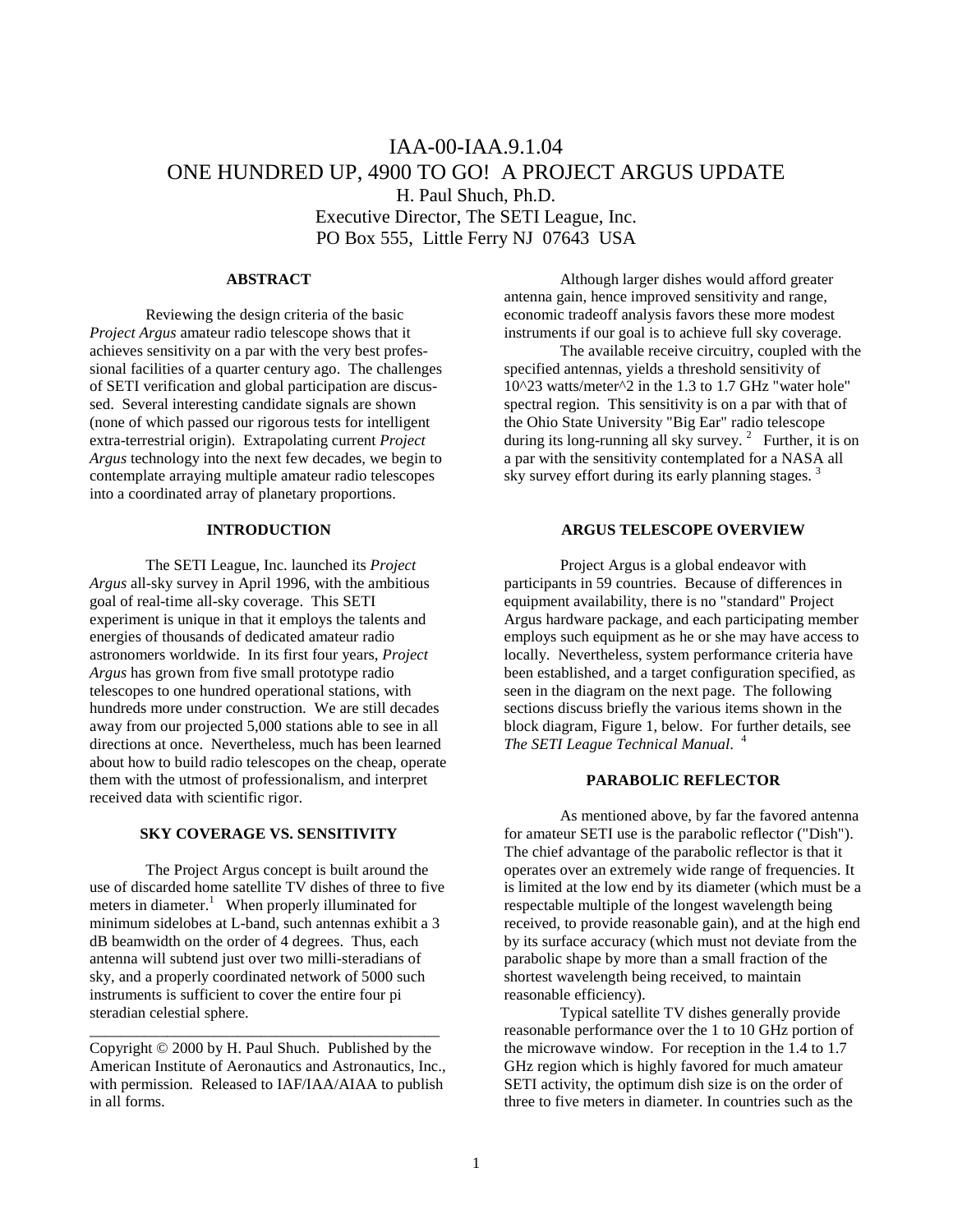# IAA-00-IAA.9.1.04
# ONE HUNDRED UP, 4900 TO GO! A PROJECT ARGUS UPDATE

H. Paul Shuch, Ph.D.
Executive Director, The SETI League, Inc.
PO Box 555, Little Ferry NJ 07643 USA

## ABSTRACT

Reviewing the design criteria of the basic *Project Argus* amateur radio telescope shows that it achieves sensitivity on a par with the very best professional facilities of a quarter century ago. The challenges of SETI verification and global participation are discussed. Several interesting candidate signals are shown (none of which passed our rigorous tests for intelligent extra-terrestrial origin). Extrapolating current *Project Argus* technology into the next few decades, we begin to contemplate arraying multiple amateur radio telescopes into a coordinated array of planetary proportions.

## INTRODUCTION

The SETI League, Inc. launched its *Project Argus* all-sky survey in April 1996, with the ambitious goal of real-time all-sky coverage. This SETI experiment is unique in that it employs the talents and energies of thousands of dedicated amateur radio astronomers worldwide. In its first four years, *Project Argus* has grown from five small prototype radio telescopes to one hundred operational stations, with hundreds more under construction. We are still decades away from our projected 5,000 stations able to see in all directions at once. Nevertheless, much has been learned about how to build radio telescopes on the cheap, operate them with the utmost of professionalism, and interpret received data with scientific rigor.

## SKY COVERAGE VS. SENSITIVITY

The Project Argus concept is built around the use of discarded home satellite TV dishes of three to five meters in diameter.[1] When properly illuminated for minimum sidelobes at L-band, such antennas exhibit a 3 dB beamwidth on the order of 4 degrees. Thus, each antenna will subtend just over two milli-steradians of sky, and a properly coordinated network of 5000 such instruments is sufficient to cover the entire four pi steradian celestial sphere.

Although larger dishes would afford greater antenna gain, hence improved sensitivity and range, economic tradeoff analysis favors these more modest instruments if our goal is to achieve full sky coverage.

The available receive circuitry, coupled with the specified antennas, yields a threshold sensitivity of 10^23 watts/meter^2 in the 1.3 to 1.7 GHz "water hole" spectral region. This sensitivity is on a par with that of the Ohio State University "Big Ear" radio telescope during its long-running all sky survey.[2] Further, it is on a par with the sensitivity contemplated for a NASA all sky survey effort during its early planning stages.[3]

## ARGUS TELESCOPE OVERVIEW

Project Argus is a global endeavor with participants in 59 countries. Because of differences in equipment availability, there is no "standard" Project Argus hardware package, and each participating member employs such equipment as he or she may have access to locally. Nevertheless, system performance criteria have been established, and a target configuration specified, as seen in the diagram on the next page. The following sections discuss briefly the various items shown in the block diagram, Figure 1, below. For further details, see *The SETI League Technical Manual*.[4]

## PARABOLIC REFLECTOR

As mentioned above, by far the favored antenna for amateur SETI use is the parabolic reflector ("Dish"). The chief advantage of the parabolic reflector is that it operates over an extremely wide range of frequencies. It is limited at the low end by its diameter (which must be a respectable multiple of the longest wavelength being received, to provide reasonable gain), and at the high end by its surface accuracy (which must not deviate from the parabolic shape by more than a small fraction of the shortest wavelength being received, to maintain reasonable efficiency).

Typical satellite TV dishes generally provide reasonable performance over the 1 to 10 GHz portion of the microwave window. For reception in the 1.4 to 1.7 GHz region which is highly favored for much amateur SETI activity, the optimum dish size is on the order of three to five meters in diameter. In countries such as the

---

Copyright © 2000 by H. Paul Shuch. Published by the American Institute of Aeronautics and Astronautics, Inc., with permission. Released to IAF/IAA/AIAA to publish in all forms.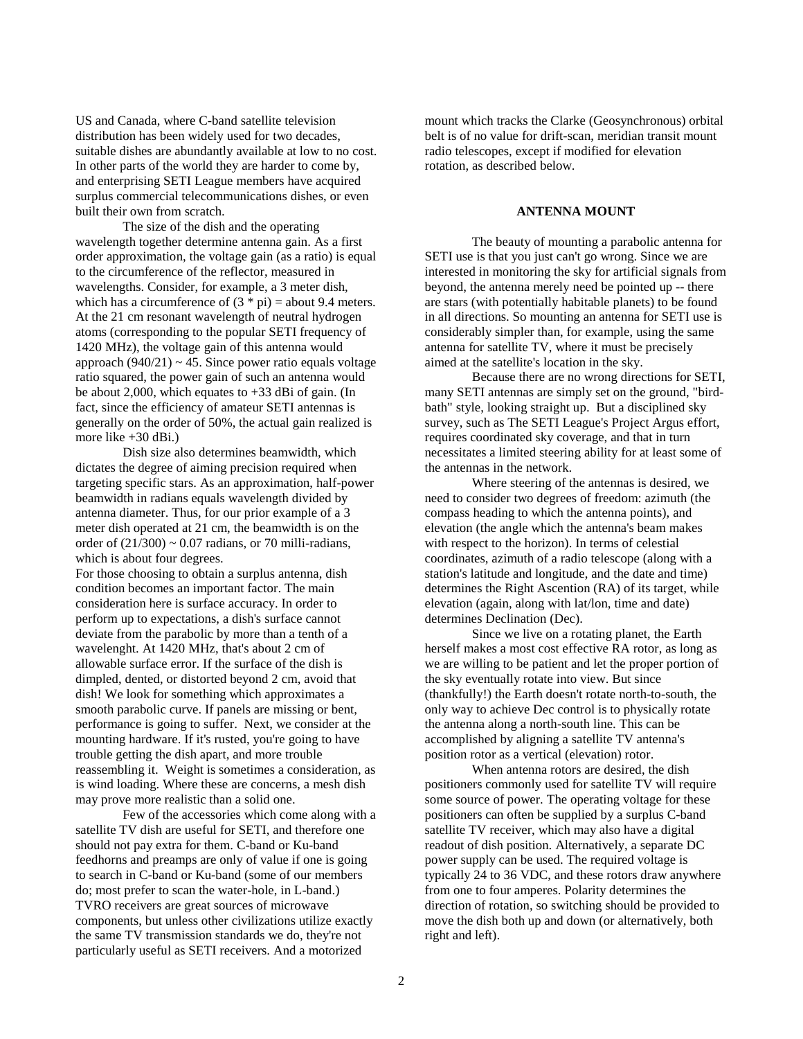US and Canada, where C-band satellite television distribution has been widely used for two decades, suitable dishes are abundantly available at low to no cost. In other parts of the world they are harder to come by, and enterprising SETI League members have acquired surplus commercial telecommunications dishes, or even built their own from scratch.

The size of the dish and the operating wavelength together determine antenna gain. As a first order approximation, the voltage gain (as a ratio) is equal to the circumference of the reflector, measured in wavelengths. Consider, for example, a 3 meter dish, which has a circumference of $(3 * \pi)$ = about 9.4 meters. At the 21 cm resonant wavelength of neutral hydrogen atoms (corresponding to the popular SETI frequency of 1420 MHz), the voltage gain of this antenna would approach $(940/21) \sim 45$. Since power ratio equals voltage ratio squared, the power gain of such an antenna would be about 2,000, which equates to +33 dBi of gain. (In fact, since the efficiency of amateur SETI antennas is generally on the order of 50%, the actual gain realized is more like +30 dBi.)

Dish size also determines beamwidth, which dictates the degree of aiming precision required when targeting specific stars. As an approximation, half-power beamwidth in radians equals wavelength divided by antenna diameter. Thus, for our prior example of a 3 meter dish operated at 21 cm, the beamwidth is on the order of $(21/300) \sim 0.07$ radians, or 70 milli-radians, which is about four degrees.

For those choosing to obtain a surplus antenna, dish condition becomes an important factor. The main consideration here is surface accuracy. In order to perform up to expectations, a dish's surface cannot deviate from the parabolic by more than a tenth of a wavelenght. At 1420 MHz, that's about 2 cm of allowable surface error. If the surface of the dish is dimpled, dented, or distorted beyond 2 cm, avoid that dish! We look for something which approximates a smooth parabolic curve. If panels are missing or bent, performance is going to suffer. Next, we consider at the mounting hardware. If it's rusted, you're going to have trouble getting the dish apart, and more trouble reassembling it. Weight is sometimes a consideration, as is wind loading. Where these are concerns, a mesh dish may prove more realistic than a solid one.

Few of the accessories which come along with a satellite TV dish are useful for SETI, and therefore one should not pay extra for them. C-band or Ku-band feedhorns and preamps are only of value if one is going to search in C-band or Ku-band (some of our members do; most prefer to scan the water-hole, in L-band.) TVRO receivers are great sources of microwave components, but unless other civilizations utilize exactly the same TV transmission standards we do, they're not particularly useful as SETI receivers. And a motorized mount which tracks the Clarke (Geosynchronous) orbital belt is of no value for drift-scan, meridian transit mount radio telescopes, except if modified for elevation rotation, as described below.

## ANTENNA MOUNT

The beauty of mounting a parabolic antenna for SETI use is that you just can't go wrong. Since we are interested in monitoring the sky for artificial signals from beyond, the antenna merely need be pointed up -- there are stars (with potentially habitable planets) to be found in all directions. So mounting an antenna for SETI use is considerably simpler than, for example, using the same antenna for satellite TV, where it must be precisely aimed at the satellite's location in the sky.

Because there are no wrong directions for SETI, many SETI antennas are simply set on the ground, "bird-bath" style, looking straight up. But a disciplined sky survey, such as The SETI League's Project Argus effort, requires coordinated sky coverage, and that in turn necessitates a limited steering ability for at least some of the antennas in the network.

Where steering of the antennas is desired, we need to consider two degrees of freedom: azimuth (the compass heading to which the antenna points), and elevation (the angle which the antenna's beam makes with respect to the horizon). In terms of celestial coordinates, azimuth of a radio telescope (along with a station's latitude and longitude, and the date and time) determines the Right Ascention (RA) of its target, while elevation (again, along with lat/lon, time and date) determines Declination (Dec).

Since we live on a rotating planet, the Earth herself makes a most cost effective RA rotor, as long as we are willing to be patient and let the proper portion of the sky eventually rotate into view. But since (thankfully!) the Earth doesn't rotate north-to-south, the only way to achieve Dec control is to physically rotate the antenna along a north-south line. This can be accomplished by aligning a satellite TV antenna's position rotor as a vertical (elevation) rotor.

When antenna rotors are desired, the dish positioners commonly used for satellite TV will require some source of power. The operating voltage for these positioners can often be supplied by a surplus C-band satellite TV receiver, which may also have a digital readout of dish position. Alternatively, a separate DC power supply can be used. The required voltage is typically 24 to 36 VDC, and these rotors draw anywhere from one to four amperes. Polarity determines the direction of rotation, so switching should be provided to move the dish both up and down (or alternatively, both right and left).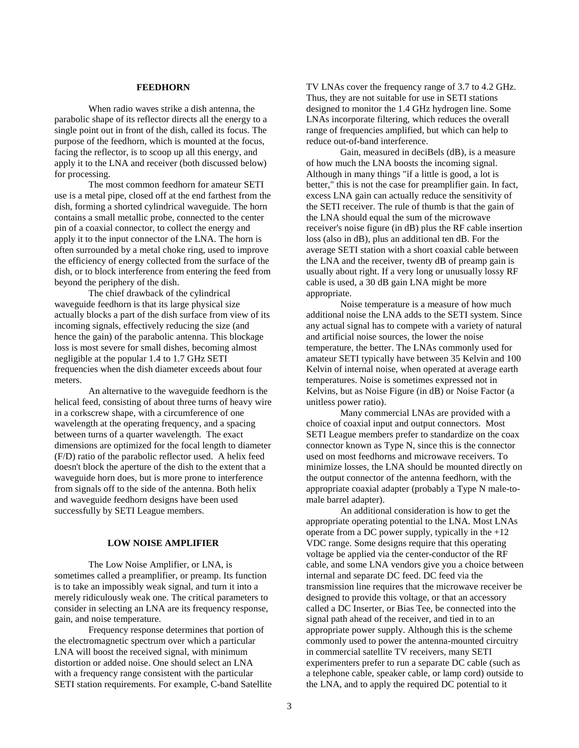## FEEDHORN

When radio waves strike a dish antenna, the parabolic shape of its reflector directs all the energy to a single point out in front of the dish, called its focus. The purpose of the feedhorn, which is mounted at the focus, facing the reflector, is to scoop up all this energy, and apply it to the LNA and receiver (both discussed below) for processing.

The most common feedhorn for amateur SETI use is a metal pipe, closed off at the end farthest from the dish, forming a shorted cylindrical waveguide. The horn contains a small metallic probe, connected to the center pin of a coaxial connector, to collect the energy and apply it to the input connector of the LNA. The horn is often surrounded by a metal choke ring, used to improve the efficiency of energy collected from the surface of the dish, or to block interference from entering the feed from beyond the periphery of the dish.

The chief drawback of the cylindrical waveguide feedhorn is that its large physical size actually blocks a part of the dish surface from view of its incoming signals, effectively reducing the size (and hence the gain) of the parabolic antenna. This blockage loss is most severe for small dishes, becoming almost negligible at the popular 1.4 to 1.7 GHz SETI frequencies when the dish diameter exceeds about four meters.

An alternative to the waveguide feedhorn is the helical feed, consisting of about three turns of heavy wire in a corkscrew shape, with a circumference of one wavelength at the operating frequency, and a spacing between turns of a quarter wavelength. The exact dimensions are optimized for the focal length to diameter (F/D) ratio of the parabolic reflector used. A helix feed doesn't block the aperture of the dish to the extent that a waveguide horn does, but is more prone to interference from signals off to the side of the antenna. Both helix and waveguide feedhorn designs have been used successfully by SETI League members.

## LOW NOISE AMPLIFIER

The Low Noise Amplifier, or LNA, is sometimes called a preamplifier, or preamp. Its function is to take an impossibly weak signal, and turn it into a merely ridiculously weak one. The critical parameters to consider in selecting an LNA are its frequency response, gain, and noise temperature.

Frequency response determines that portion of the electromagnetic spectrum over which a particular LNA will boost the received signal, with minimum distortion or added noise. One should select an LNA with a frequency range consistent with the particular SETI station requirements. For example, C-band Satellite TV LNAs cover the frequency range of 3.7 to 4.2 GHz. Thus, they are not suitable for use in SETI stations designed to monitor the 1.4 GHz hydrogen line. Some LNAs incorporate filtering, which reduces the overall range of frequencies amplified, but which can help to reduce out-of-band interference.

Gain, measured in deciBels (dB), is a measure of how much the LNA boosts the incoming signal. Although in many things "if a little is good, a lot is better," this is not the case for preamplifier gain. In fact, excess LNA gain can actually reduce the sensitivity of the SETI receiver. The rule of thumb is that the gain of the LNA should equal the sum of the microwave receiver's noise figure (in dB) plus the RF cable insertion loss (also in dB), plus an additional ten dB. For the average SETI station with a short coaxial cable between the LNA and the receiver, twenty dB of preamp gain is usually about right. If a very long or unusually lossy RF cable is used, a 30 dB gain LNA might be more appropriate.

Noise temperature is a measure of how much additional noise the LNA adds to the SETI system. Since any actual signal has to compete with a variety of natural and artificial noise sources, the lower the noise temperature, the better. The LNAs commonly used for amateur SETI typically have between 35 Kelvin and 100 Kelvin of internal noise, when operated at average earth temperatures. Noise is sometimes expressed not in Kelvins, but as Noise Figure (in dB) or Noise Factor (a unitless power ratio).

Many commercial LNAs are provided with a choice of coaxial input and output connectors. Most SETI League members prefer to standardize on the coax connector known as Type N, since this is the connector used on most feedhorns and microwave receivers. To minimize losses, the LNA should be mounted directly on the output connector of the antenna feedhorn, with the appropriate coaxial adapter (probably a Type N male-to-male barrel adapter).

An additional consideration is how to get the appropriate operating potential to the LNA. Most LNAs operate from a DC power supply, typically in the +12 VDC range. Some designs require that this operating voltage be applied via the center-conductor of the RF cable, and some LNA vendors give you a choice between internal and separate DC feed. DC feed via the transmission line requires that the microwave receiver be designed to provide this voltage, or that an accessory called a DC Inserter, or Bias Tee, be connected into the signal path ahead of the receiver, and tied in to an appropriate power supply. Although this is the scheme commonly used to power the antenna-mounted circuitry in commercial satellite TV receivers, many SETI experimenters prefer to run a separate DC cable (such as a telephone cable, speaker cable, or lamp cord) outside to the LNA, and to apply the required DC potential to it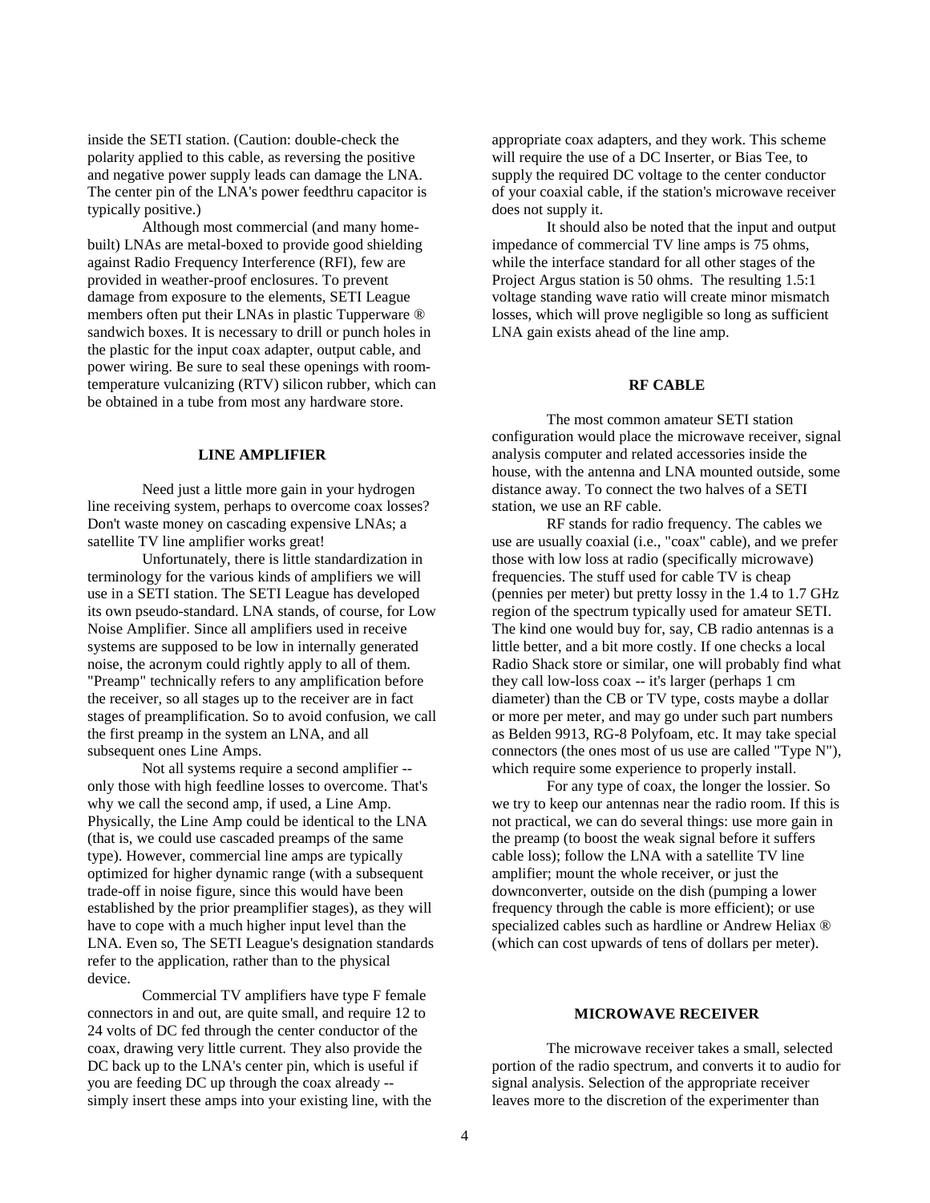inside the SETI station. (Caution: double-check the polarity applied to this cable, as reversing the positive and negative power supply leads can damage the LNA. The center pin of the LNA's power feedthru capacitor is typically positive.)

Although most commercial (and many home-built) LNAs are metal-boxed to provide good shielding against Radio Frequency Interference (RFI), few are provided in weather-proof enclosures. To prevent damage from exposure to the elements, SETI League members often put their LNAs in plastic Tupperware ® sandwich boxes. It is necessary to drill or punch holes in the plastic for the input coax adapter, output cable, and power wiring. Be sure to seal these openings with room-temperature vulcanizing (RTV) silicon rubber, which can be obtained in a tube from most any hardware store.

## LINE AMPLIFIER

Need just a little more gain in your hydrogen line receiving system, perhaps to overcome coax losses? Don't waste money on cascading expensive LNAs; a satellite TV line amplifier works great!

Unfortunately, there is little standardization in terminology for the various kinds of amplifiers we will use in a SETI station. The SETI League has developed its own pseudo-standard. LNA stands, of course, for Low Noise Amplifier. Since all amplifiers used in receive systems are supposed to be low in internally generated noise, the acronym could rightly apply to all of them. "Preamp" technically refers to any amplification before the receiver, so all stages up to the receiver are in fact stages of preamplification. So to avoid confusion, we call the first preamp in the system an LNA, and all subsequent ones Line Amps.

Not all systems require a second amplifier -- only those with high feedline losses to overcome. That's why we call the second amp, if used, a Line Amp. Physically, the Line Amp could be identical to the LNA (that is, we could use cascaded preamps of the same type). However, commercial line amps are typically optimized for higher dynamic range (with a subsequent trade-off in noise figure, since this would have been established by the prior preamplifier stages), as they will have to cope with a much higher input level than the LNA. Even so, The SETI League's designation standards refer to the application, rather than to the physical device.

Commercial TV amplifiers have type F female connectors in and out, are quite small, and require 12 to 24 volts of DC fed through the center conductor of the coax, drawing very little current. They also provide the DC back up to the LNA's center pin, which is useful if you are feeding DC up through the coax already -- simply insert these amps into your existing line, with the appropriate coax adapters, and they work. This scheme will require the use of a DC Inserter, or Bias Tee, to supply the required DC voltage to the center conductor of your coaxial cable, if the station's microwave receiver does not supply it.

It should also be noted that the input and output impedance of commercial TV line amps is 75 ohms, while the interface standard for all other stages of the Project Argus station is 50 ohms. The resulting 1.5:1 voltage standing wave ratio will create minor mismatch losses, which will prove negligible so long as sufficient LNA gain exists ahead of the line amp.

## RF CABLE

The most common amateur SETI station configuration would place the microwave receiver, signal analysis computer and related accessories inside the house, with the antenna and LNA mounted outside, some distance away. To connect the two halves of a SETI station, we use an RF cable.

RF stands for radio frequency. The cables we use are usually coaxial (i.e., "coax" cable), and we prefer those with low loss at radio (specifically microwave) frequencies. The stuff used for cable TV is cheap (pennies per meter) but pretty lossy in the 1.4 to 1.7 GHz region of the spectrum typically used for amateur SETI. The kind one would buy for, say, CB radio antennas is a little better, and a bit more costly. If one checks a local Radio Shack store or similar, one will probably find what they call low-loss coax -- it's larger (perhaps 1 cm diameter) than the CB or TV type, costs maybe a dollar or more per meter, and may go under such part numbers as Belden 9913, RG-8 Polyfoam, etc. It may take special connectors (the ones most of us use are called "Type N"), which require some experience to properly install.

For any type of coax, the longer the lossier. So we try to keep our antennas near the radio room. If this is not practical, we can do several things: use more gain in the preamp (to boost the weak signal before it suffers cable loss); follow the LNA with a satellite TV line amplifier; mount the whole receiver, or just the downconverter, outside on the dish (pumping a lower frequency through the cable is more efficient); or use specialized cables such as hardline or Andrew Heliax ® (which can cost upwards of tens of dollars per meter).

## MICROWAVE RECEIVER

The microwave receiver takes a small, selected portion of the radio spectrum, and converts it to audio for signal analysis. Selection of the appropriate receiver leaves more to the discretion of the experimenter than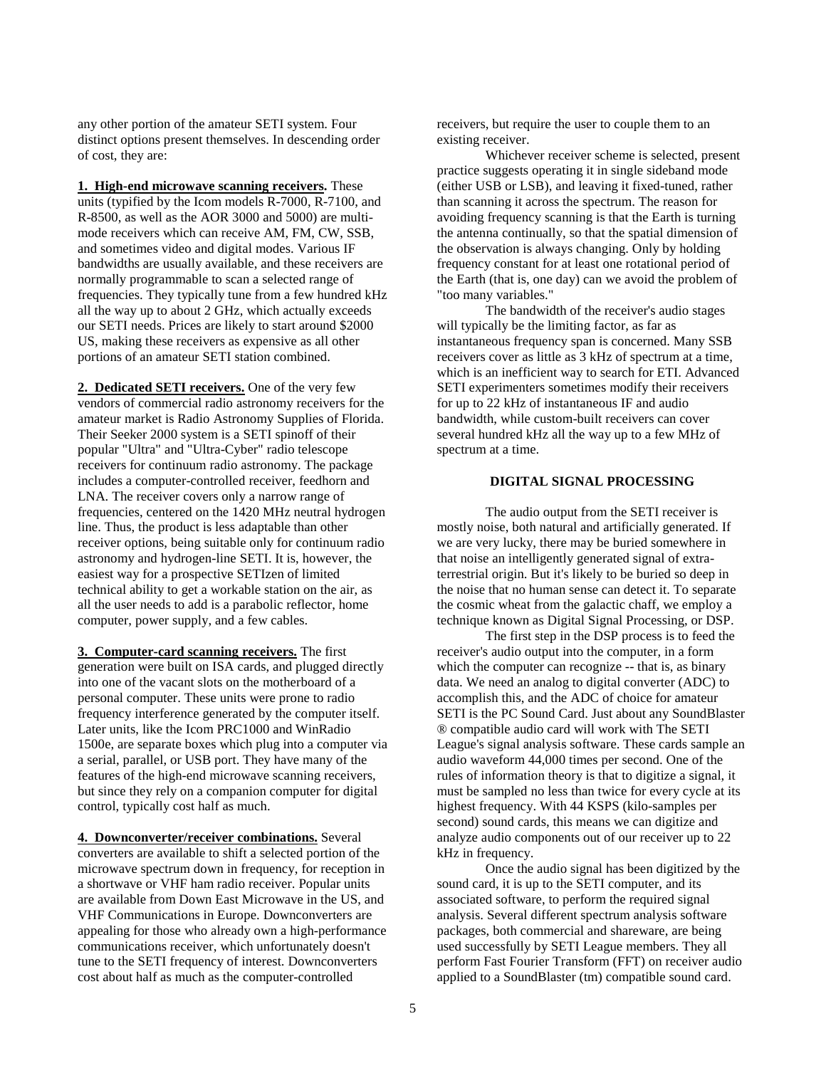any other portion of the amateur SETI system. Four distinct options present themselves. In descending order of cost, they are:

**1. High-end microwave scanning receivers.** These units (typified by the Icom models R-7000, R-7100, and R-8500, as well as the AOR 3000 and 5000) are multi-mode receivers which can receive AM, FM, CW, SSB, and sometimes video and digital modes. Various IF bandwidths are usually available, and these receivers are normally programmable to scan a selected range of frequencies. They typically tune from a few hundred kHz all the way up to about 2 GHz, which actually exceeds our SETI needs. Prices are likely to start around $2000 US, making these receivers as expensive as all other portions of an amateur SETI station combined.

**2. Dedicated SETI receivers.** One of the very few vendors of commercial radio astronomy receivers for the amateur market is Radio Astronomy Supplies of Florida. Their Seeker 2000 system is a SETI spinoff of their popular "Ultra" and "Ultra-Cyber" radio telescope receivers for continuum radio astronomy. The package includes a computer-controlled receiver, feedhorn and LNA. The receiver covers only a narrow range of frequencies, centered on the 1420 MHz neutral hydrogen line. Thus, the product is less adaptable than other receiver options, being suitable only for continuum radio astronomy and hydrogen-line SETI. It is, however, the easiest way for a prospective SETIzen of limited technical ability to get a workable station on the air, as all the user needs to add is a parabolic reflector, home computer, power supply, and a few cables.

**3. Computer-card scanning receivers.** The first generation were built on ISA cards, and plugged directly into one of the vacant slots on the motherboard of a personal computer. These units were prone to radio frequency interference generated by the computer itself. Later units, like the Icom PRC1000 and WinRadio 1500e, are separate boxes which plug into a computer via a serial, parallel, or USB port. They have many of the features of the high-end microwave scanning receivers, but since they rely on a companion computer for digital control, typically cost half as much.

**4. Downconverter/receiver combinations.** Several converters are available to shift a selected portion of the microwave spectrum down in frequency, for reception in a shortwave or VHF ham radio receiver. Popular units are available from Down East Microwave in the US, and VHF Communications in Europe. Downconverters are appealing for those who already own a high-performance communications receiver, which unfortunately doesn't tune to the SETI frequency of interest. Downconverters cost about half as much as the computer-controlled receivers, but require the user to couple them to an existing receiver.

Whichever receiver scheme is selected, present practice suggests operating it in single sideband mode (either USB or LSB), and leaving it fixed-tuned, rather than scanning it across the spectrum. The reason for avoiding frequency scanning is that the Earth is turning the antenna continually, so that the spatial dimension of the observation is always changing. Only by holding frequency constant for at least one rotational period of the Earth (that is, one day) can we avoid the problem of "too many variables."

The bandwidth of the receiver's audio stages will typically be the limiting factor, as far as instantaneous frequency span is concerned. Many SSB receivers cover as little as 3 kHz of spectrum at a time, which is an inefficient way to search for ETI. Advanced SETI experimenters sometimes modify their receivers for up to 22 kHz of instantaneous IF and audio bandwidth, while custom-built receivers can cover several hundred kHz all the way up to a few MHz of spectrum at a time.

## DIGITAL SIGNAL PROCESSING

The audio output from the SETI receiver is mostly noise, both natural and artificially generated. If we are very lucky, there may be buried somewhere in that noise an intelligently generated signal of extra-terrestrial origin. But it's likely to be buried so deep in the noise that no human sense can detect it. To separate the cosmic wheat from the galactic chaff, we employ a technique known as Digital Signal Processing, or DSP.

The first step in the DSP process is to feed the receiver's audio output into the computer, in a form which the computer can recognize -- that is, as binary data. We need an analog to digital converter (ADC) to accomplish this, and the ADC of choice for amateur SETI is the PC Sound Card. Just about any SoundBlaster ® compatible audio card will work with The SETI League's signal analysis software. These cards sample an audio waveform 44,000 times per second. One of the rules of information theory is that to digitize a signal, it must be sampled no less than twice for every cycle at its highest frequency. With 44 KSPS (kilo-samples per second) sound cards, this means we can digitize and analyze audio components out of our receiver up to 22 kHz in frequency.

Once the audio signal has been digitized by the sound card, it is up to the SETI computer, and its associated software, to perform the required signal analysis. Several different spectrum analysis software packages, both commercial and shareware, are being used successfully by SETI League members. They all perform Fast Fourier Transform (FFT) on receiver audio applied to a SoundBlaster (tm) compatible sound card.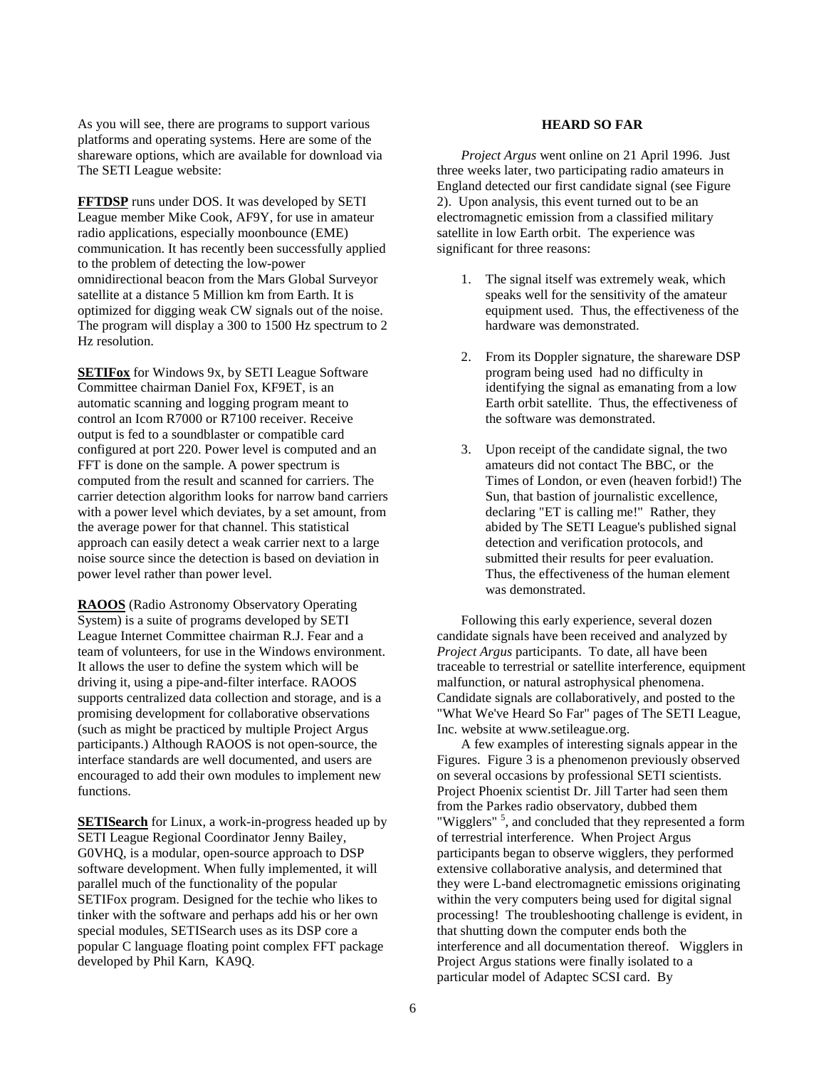As you will see, there are programs to support various platforms and operating systems. Here are some of the shareware options, which are available for download via The SETI League website:

**FFTDSP** runs under DOS. It was developed by SETI League member Mike Cook, AF9Y, for use in amateur radio applications, especially moonbounce (EME) communication. It has recently been successfully applied to the problem of detecting the low-power omnidirectional beacon from the Mars Global Surveyor satellite at a distance 5 Million km from Earth. It is optimized for digging weak CW signals out of the noise. The program will display a 300 to 1500 Hz spectrum to 2 Hz resolution.

**SETIFox** for Windows 9x, by SETI League Software Committee chairman Daniel Fox, KF9ET, is an automatic scanning and logging program meant to control an Icom R7000 or R7100 receiver. Receive output is fed to a soundblaster or compatible card configured at port 220. Power level is computed and an FFT is done on the sample. A power spectrum is computed from the result and scanned for carriers. The carrier detection algorithm looks for narrow band carriers with a power level which deviates, by a set amount, from the average power for that channel. This statistical approach can easily detect a weak carrier next to a large noise source since the detection is based on deviation in power level rather than power level.

**RAOOS** (Radio Astronomy Observatory Operating System) is a suite of programs developed by SETI League Internet Committee chairman R.J. Fear and a team of volunteers, for use in the Windows environment. It allows the user to define the system which will be driving it, using a pipe-and-filter interface. RAOOS supports centralized data collection and storage, and is a promising development for collaborative observations (such as might be practiced by multiple Project Argus participants.) Although RAOOS is not open-source, the interface standards are well documented, and users are encouraged to add their own modules to implement new functions.

**SETISearch** for Linux, a work-in-progress headed up by SETI League Regional Coordinator Jenny Bailey, G0VHQ, is a modular, open-source approach to DSP software development. When fully implemented, it will parallel much of the functionality of the popular SETIFox program. Designed for the techie who likes to tinker with the software and perhaps add his or her own special modules, SETISearch uses as its DSP core a popular C language floating point complex FFT package developed by Phil Karn, KA9Q.

## HEARD SO FAR

*Project Argus* went online on 21 April 1996. Just three weeks later, two participating radio amateurs in England detected our first candidate signal (see Figure 2). Upon analysis, this event turned out to be an electromagnetic emission from a classified military satellite in low Earth orbit. The experience was significant for three reasons:

1. The signal itself was extremely weak, which speaks well for the sensitivity of the amateur equipment used. Thus, the effectiveness of the hardware was demonstrated.

2. From its Doppler signature, the shareware DSP program being used had no difficulty in identifying the signal as emanating from a low Earth orbit satellite. Thus, the effectiveness of the software was demonstrated.

3. Upon receipt of the candidate signal, the two amateurs did not contact The BBC, or the Times of London, or even (heaven forbid!) The Sun, that bastion of journalistic excellence, declaring "ET is calling me!" Rather, they abided by The SETI League's published signal detection and verification protocols, and submitted their results for peer evaluation. Thus, the effectiveness of the human element was demonstrated.

Following this early experience, several dozen candidate signals have been received and analyzed by *Project Argus* participants. To date, all have been traceable to terrestrial or satellite interference, equipment malfunction, or natural astrophysical phenomena. Candidate signals are collaboratively, and posted to the "What We've Heard So Far" pages of The SETI League, Inc. website at www.setileague.org.

A few examples of interesting signals appear in the Figures. Figure 3 is a phenomenon previously observed on several occasions by professional SETI scientists. Project Phoenix scientist Dr. Jill Tarter had seen them from the Parkes radio observatory, dubbed them "Wigglers" [5], and concluded that they represented a form of terrestrial interference. When Project Argus participants began to observe wigglers, they performed extensive collaborative analysis, and determined that they were L-band electromagnetic emissions originating within the very computers being used for digital signal processing! The troubleshooting challenge is evident, in that shutting down the computer ends both the interference and all documentation thereof. Wigglers in Project Argus stations were finally isolated to a particular model of Adaptec SCSI card. By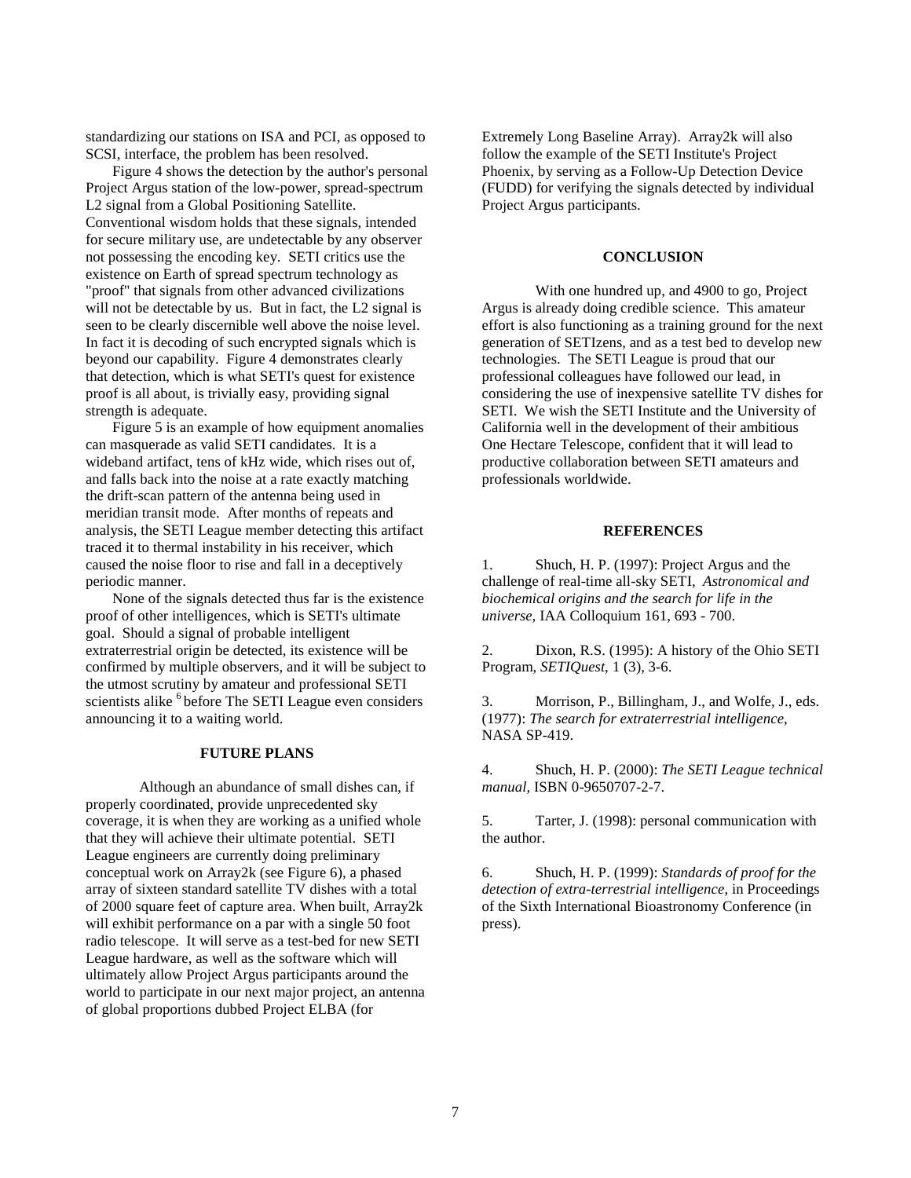standardizing our stations on ISA and PCI, as opposed to SCSI, interface, the problem has been resolved.

Figure 4 shows the detection by the author's personal Project Argus station of the low-power, spread-spectrum L2 signal from a Global Positioning Satellite. Conventional wisdom holds that these signals, intended for secure military use, are undetectable by any observer not possessing the encoding key. SETI critics use the existence on Earth of spread spectrum technology as "proof" that signals from other advanced civilizations will not be detectable by us. But in fact, the L2 signal is seen to be clearly discernible well above the noise level. In fact it is decoding of such encrypted signals which is beyond our capability. Figure 4 demonstrates clearly that detection, which is what SETI's quest for existence proof is all about, is trivially easy, providing signal strength is adequate.

Figure 5 is an example of how equipment anomalies can masquerade as valid SETI candidates. It is a wideband artifact, tens of kHz wide, which rises out of, and falls back into the noise at a rate exactly matching the drift-scan pattern of the antenna being used in meridian transit mode. After months of repeats and analysis, the SETI League member detecting this artifact traced it to thermal instability in his receiver, which caused the noise floor to rise and fall in a deceptively periodic manner.

None of the signals detected thus far is the existence proof of other intelligences, which is SETI's ultimate goal. Should a signal of probable intelligent extraterrestrial origin be detected, its existence will be confirmed by multiple observers, and it will be subject to the utmost scrutiny by amateur and professional SETI scientists alike [6] before The SETI League even considers announcing it to a waiting world.

## FUTURE PLANS

Although an abundance of small dishes can, if properly coordinated, provide unprecedented sky coverage, it is when they are working as a unified whole that they will achieve their ultimate potential. SETI League engineers are currently doing preliminary conceptual work on Array2k (see Figure 6), a phased array of sixteen standard satellite TV dishes with a total of 2000 square feet of capture area. When built, Array2k will exhibit performance on a par with a single 50 foot radio telescope. It will serve as a test-bed for new SETI League hardware, as well as the software which will ultimately allow Project Argus participants around the world to participate in our next major project, an antenna of global proportions dubbed Project ELBA (for Extremely Long Baseline Array). Array2k will also follow the example of the SETI Institute's Project Phoenix, by serving as a Follow-Up Detection Device (FUDD) for verifying the signals detected by individual Project Argus participants.

## CONCLUSION

With one hundred up, and 4900 to go, Project Argus is already doing credible science. This amateur effort is also functioning as a training ground for the next generation of SETIzens, and as a test bed to develop new technologies. The SETI League is proud that our professional colleagues have followed our lead, in considering the use of inexpensive satellite TV dishes for SETI. We wish the SETI Institute and the University of California well in the development of their ambitious One Hectare Telescope, confident that it will lead to productive collaboration between SETI amateurs and professionals worldwide.

## REFERENCES

1. Shuch, H. P. (1997): Project Argus and the challenge of real-time all-sky SETI, *Astronomical and biochemical origins and the search for life in the universe,* IAA Colloquium 161, 693 - 700.

2. Dixon, R.S. (1995): A history of the Ohio SETI Program, *SETIQuest*, 1 (3), 3-6.

3. Morrison, P., Billingham, J., and Wolfe, J., eds. (1977): *The search for extraterrestrial intelligence*, NASA SP-419.

4. Shuch, H. P. (2000): *The SETI League technical manual,* ISBN 0-9650707-2-7.

5. Tarter, J. (1998): personal communication with the author.

6. Shuch, H. P. (1999): *Standards of proof for the detection of extra-terrestrial intelligence,* in Proceedings of the Sixth International Bioastronomy Conference (in press).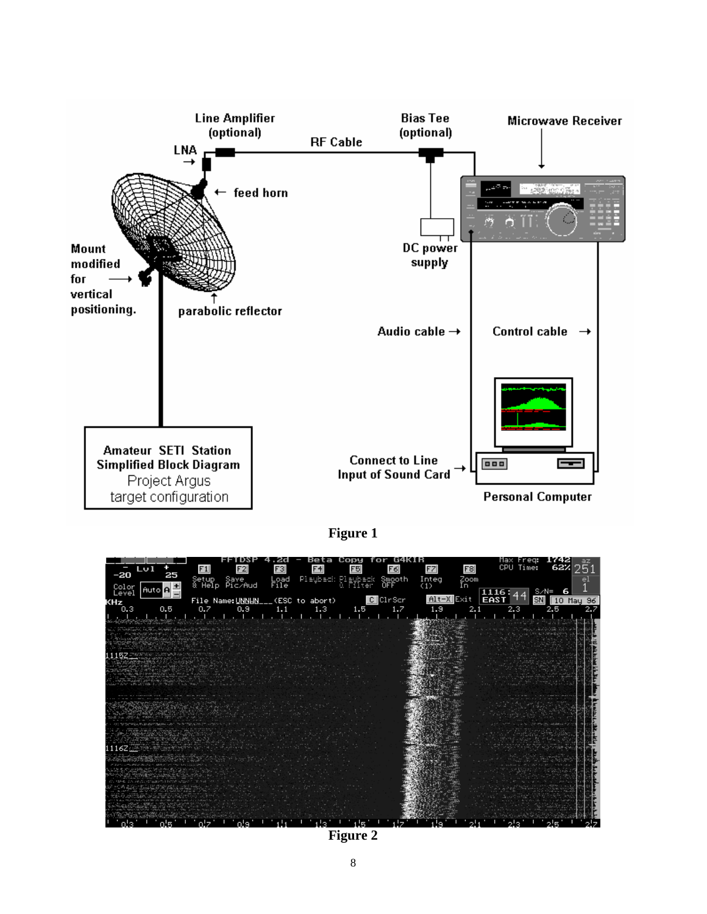Figure 1

Figure 2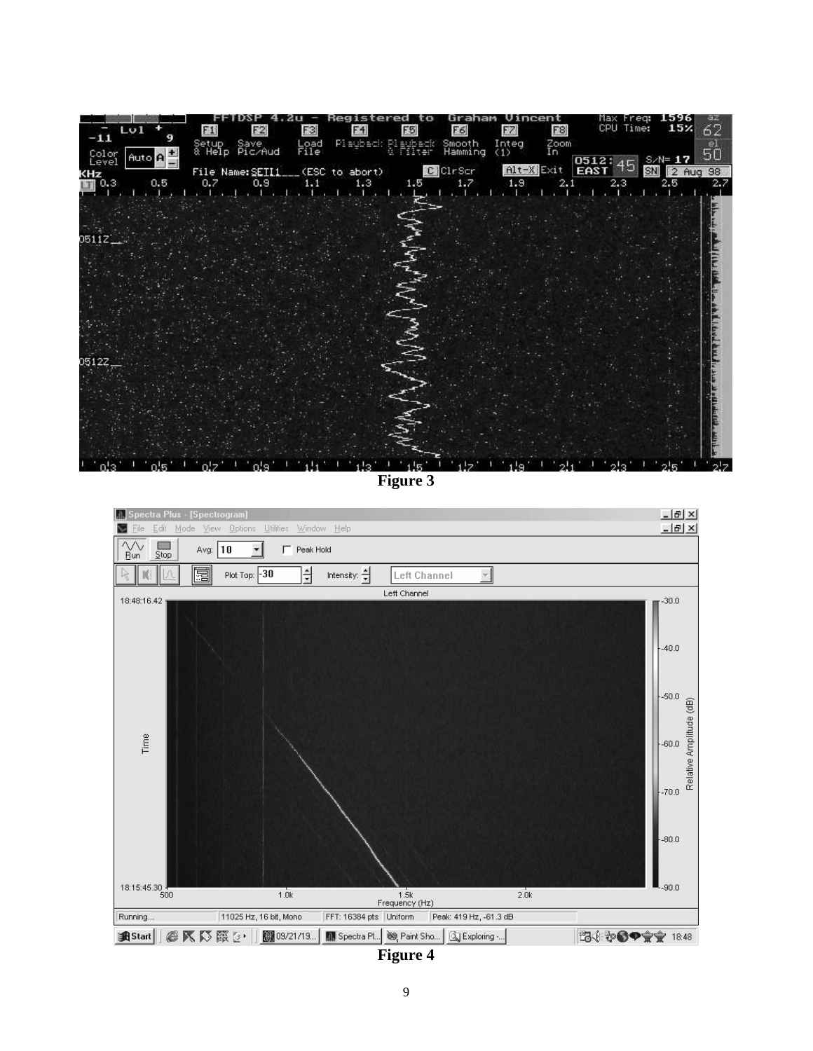Figure 3

Figure 4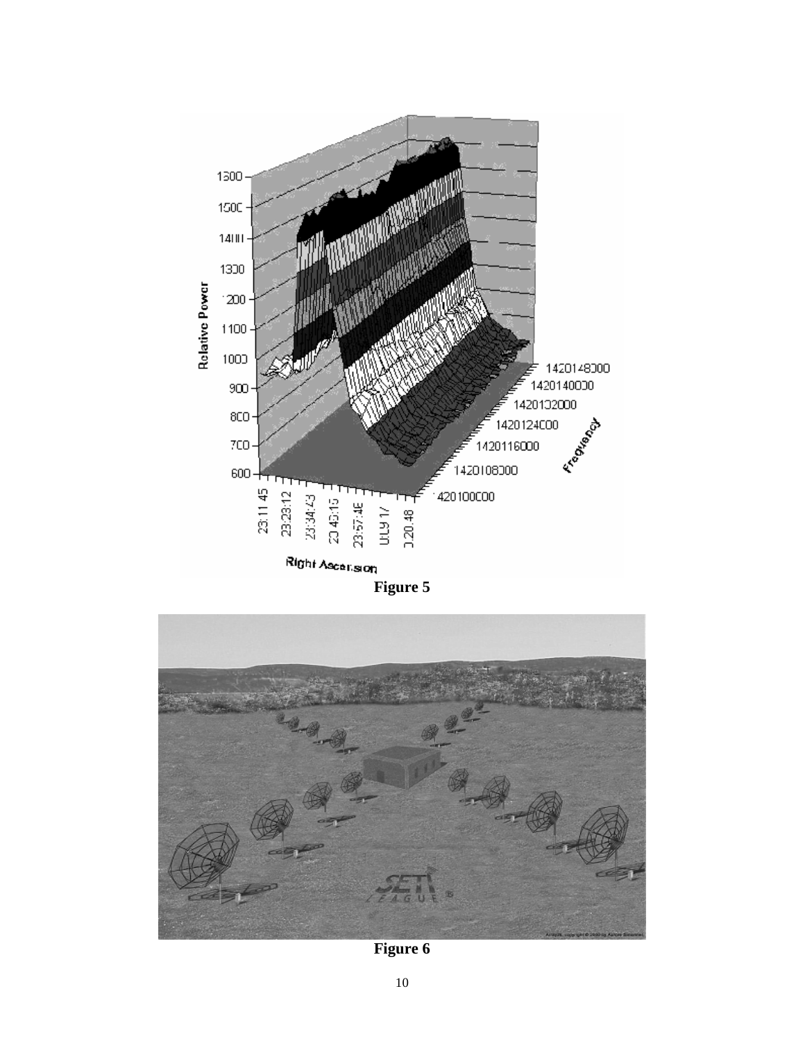Relative Power

1600
1500
1400
1300
1200
1100
1000
900
800
700
600

Right Ascension

23:11:45
23:23:12
23:34:43
23:46:15
23:57:46
0:09:17
0:20:48

Frequency

1420148000
1420140000
1420132000
1420124000
1420116000
1420108000
1420100000

**Figure 5**

SETI LEAGUE

**Figure 6**